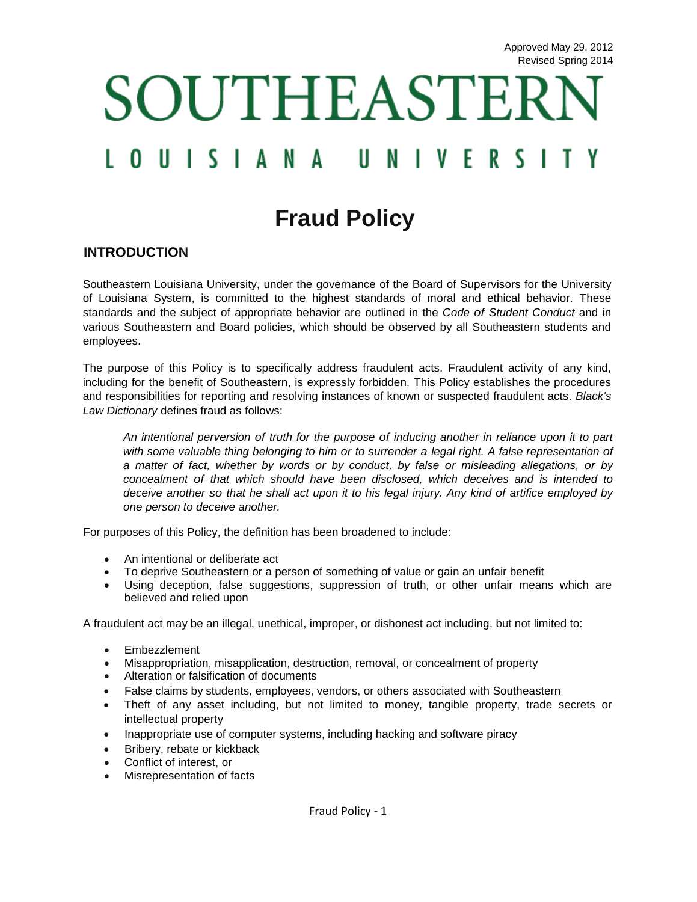Approved May 29, 2012
Revised Spring 2014

SOUTHEASTERN
LOUISIANA UNIVERSITY

# Fraud Policy

## INTRODUCTION

Southeastern Louisiana University, under the governance of the Board of Supervisors for the University of Louisiana System, is committed to the highest standards of moral and ethical behavior. These standards and the subject of appropriate behavior are outlined in the *Code of Student Conduct* and in various Southeastern and Board policies, which should be observed by all Southeastern students and employees.

The purpose of this Policy is to specifically address fraudulent acts. Fraudulent activity of any kind, including for the benefit of Southeastern, is expressly forbidden. This Policy establishes the procedures and responsibilities for reporting and resolving instances of known or suspected fraudulent acts. *Black's Law Dictionary* defines fraud as follows:

> *An intentional perversion of truth for the purpose of inducing another in reliance upon it to part with some valuable thing belonging to him or to surrender a legal right. A false representation of a matter of fact, whether by words or by conduct, by false or misleading allegations, or by concealment of that which should have been disclosed, which deceives and is intended to deceive another so that he shall act upon it to his legal injury. Any kind of artifice employed by one person to deceive another.*

For purposes of this Policy, the definition has been broadened to include:

- An intentional or deliberate act
- To deprive Southeastern or a person of something of value or gain an unfair benefit
- Using deception, false suggestions, suppression of truth, or other unfair means which are believed and relied upon

A fraudulent act may be an illegal, unethical, improper, or dishonest act including, but not limited to:

- Embezzlement
- Misappropriation, misapplication, destruction, removal, or concealment of property
- Alteration or falsification of documents
- False claims by students, employees, vendors, or others associated with Southeastern
- Theft of any asset including, but not limited to money, tangible property, trade secrets or intellectual property
- Inappropriate use of computer systems, including hacking and software piracy
- Bribery, rebate or kickback
- Conflict of interest, or
- Misrepresentation of facts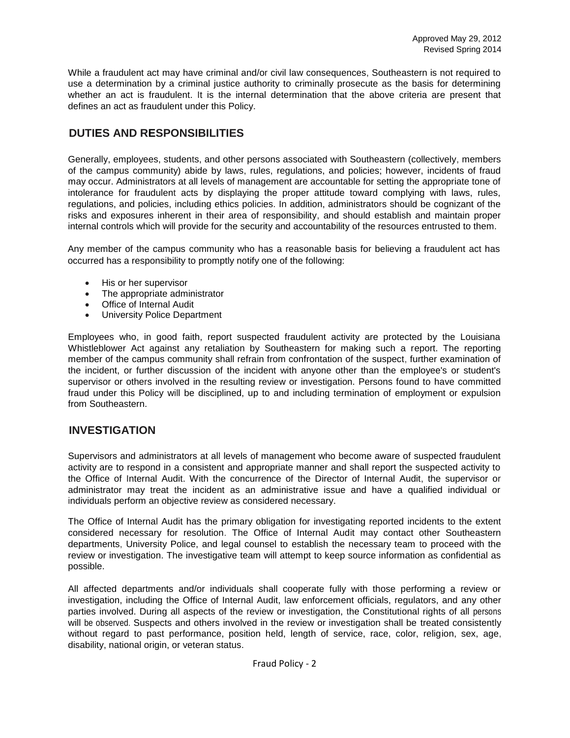While a fraudulent act may have criminal and/or civil law consequences, Southeastern is not required to use a determination by a criminal justice authority to criminally prosecute as the basis for determining whether an act is fraudulent. It is the internal determination that the above criteria are present that defines an act as fraudulent under this Policy.

## DUTIES AND RESPONSIBILITIES

Generally, employees, students, and other persons associated with Southeastern (collectively, members of the campus community) abide by laws, rules, regulations, and policies; however, incidents of fraud may occur. Administrators at all levels of management are accountable for setting the appropriate tone of intolerance for fraudulent acts by displaying the proper attitude toward complying with laws, rules, regulations, and policies, including ethics policies. In addition, administrators should be cognizant of the risks and exposures inherent in their area of responsibility, and should establish and maintain proper internal controls which will provide for the security and accountability of the resources entrusted to them.

Any member of the campus community who has a reasonable basis for believing a fraudulent act has occurred has a responsibility to promptly notify one of the following:

- His or her supervisor
- The appropriate administrator
- Office of Internal Audit
- University Police Department

Employees who, in good faith, report suspected fraudulent activity are protected by the Louisiana Whistleblower Act against any retaliation by Southeastern for making such a report. The reporting member of the campus community shall refrain from confrontation of the suspect, further examination of the incident, or further discussion of the incident with anyone other than the employee's or student's supervisor or others involved in the resulting review or investigation. Persons found to have committed fraud under this Policy will be disciplined, up to and including termination of employment or expulsion from Southeastern.

## INVESTIGATION

Supervisors and administrators at all levels of management who become aware of suspected fraudulent activity are to respond in a consistent and appropriate manner and shall report the suspected activity to the Office of Internal Audit. With the concurrence of the Director of Internal Audit, the supervisor or administrator may treat the incident as an administrative issue and have a qualified individual or individuals perform an objective review as considered necessary.

The Office of Internal Audit has the primary obligation for investigating reported incidents to the extent considered necessary for resolution. The Office of Internal Audit may contact other Southeastern departments, University Police, and legal counsel to establish the necessary team to proceed with the review or investigation. The investigative team will attempt to keep source information as confidential as possible.

All affected departments and/or individuals shall cooperate fully with those performing a review or investigation, including the Office of Internal Audit, law enforcement officials, regulators, and any other parties involved. During all aspects of the review or investigation, the Constitutional rights of all persons will be observed. Suspects and others involved in the review or investigation shall be treated consistently without regard to past performance, position held, length of service, race, color, religion, sex, age, disability, national origin, or veteran status.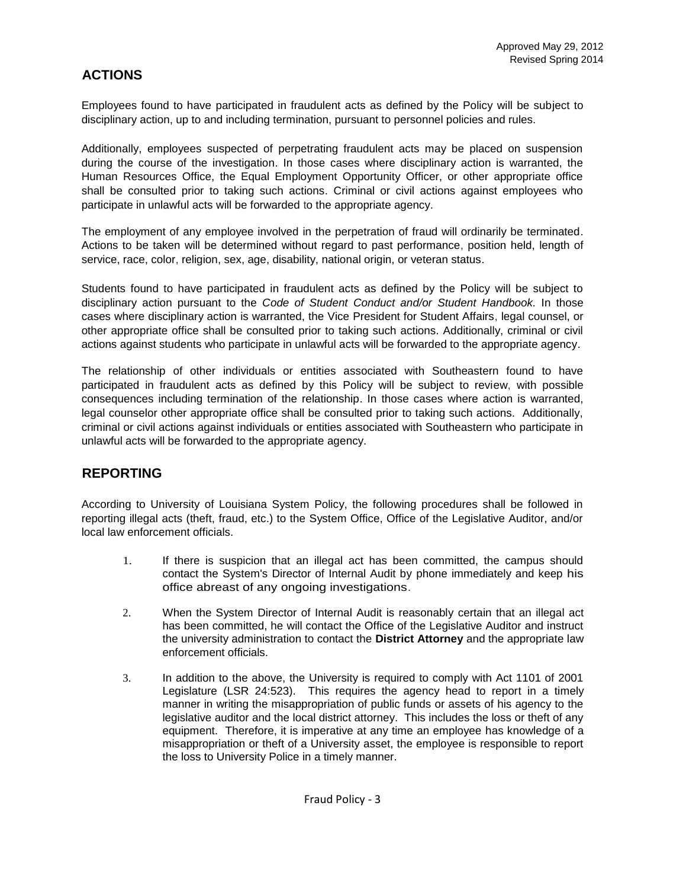## ACTIONS

Employees found to have participated in fraudulent acts as defined by the Policy will be subject to disciplinary action, up to and including termination, pursuant to personnel policies and rules.

Additionally, employees suspected of perpetrating fraudulent acts may be placed on suspension during the course of the investigation. In those cases where disciplinary action is warranted, the Human Resources Office, the Equal Employment Opportunity Officer, or other appropriate office shall be consulted prior to taking such actions. Criminal or civil actions against employees who participate in unlawful acts will be forwarded to the appropriate agency.

The employment of any employee involved in the perpetration of fraud will ordinarily be terminated. Actions to be taken will be determined without regard to past performance, position held, length of service, race, color, religion, sex, age, disability, national origin, or veteran status.

Students found to have participated in fraudulent acts as defined by the Policy will be subject to disciplinary action pursuant to the *Code of Student Conduct and/or Student Handbook.* In those cases where disciplinary action is warranted, the Vice President for Student Affairs, legal counsel, or other appropriate office shall be consulted prior to taking such actions. Additionally, criminal or civil actions against students who participate in unlawful acts will be forwarded to the appropriate agency.

The relationship of other individuals or entities associated with Southeastern found to have participated in fraudulent acts as defined by this Policy will be subject to review, with possible consequences including termination of the relationship. In those cases where action is warranted, legal counselor other appropriate office shall be consulted prior to taking such actions. Additionally, criminal or civil actions against individuals or entities associated with Southeastern who participate in unlawful acts will be forwarded to the appropriate agency.

## REPORTING

According to University of Louisiana System Policy, the following procedures shall be followed in reporting illegal acts (theft, fraud, etc.) to the System Office, Office of the Legislative Auditor, and/or local law enforcement officials.

1. If there is suspicion that an illegal act has been committed, the campus should contact the System's Director of Internal Audit by phone immediately and keep his office abreast of any ongoing investigations.
2. When the System Director of Internal Audit is reasonably certain that an illegal act has been committed, he will contact the Office of the Legislative Auditor and instruct the university administration to contact the **District Attorney** and the appropriate law enforcement officials.
3. In addition to the above, the University is required to comply with Act 1101 of 2001 Legislature (LSR 24:523). This requires the agency head to report in a timely manner in writing the misappropriation of public funds or assets of his agency to the legislative auditor and the local district attorney. This includes the loss or theft of any equipment. Therefore, it is imperative at any time an employee has knowledge of a misappropriation or theft of a University asset, the employee is responsible to report the loss to University Police in a timely manner.